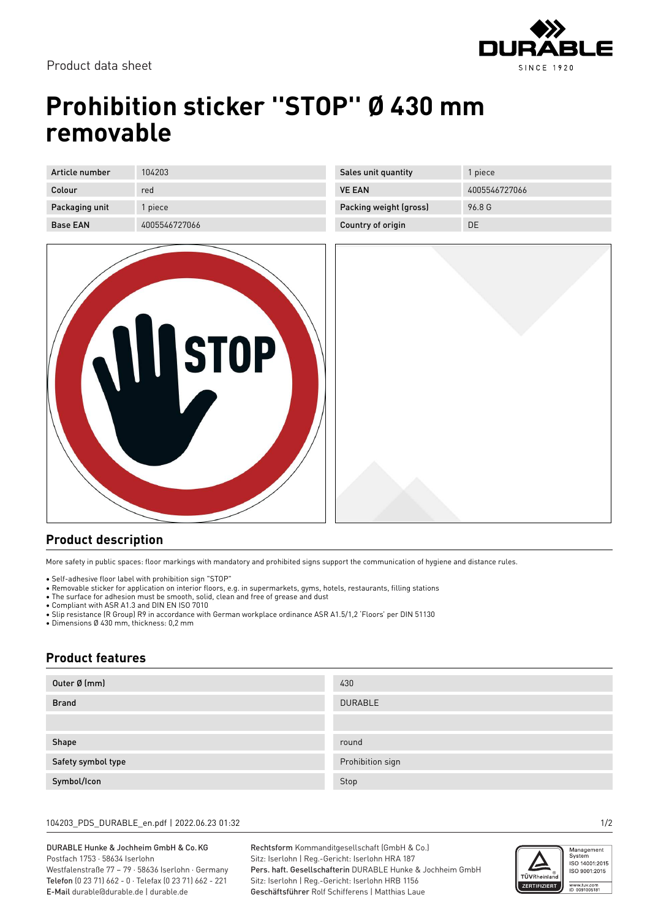Product data sheet

# Prohibition sticker "STOP" Ø 430 mm removable

| Article number | 104203 | Sales unit quantity | 1 piece |
| --- | --- | --- | --- |
| Colour | red | VE EAN | 4005546727066 |
| Packaging unit | 1 piece | Packing weight (gross) | 96.8 G |
| Base EAN | 4005546727066 | Country of origin | DE |

## Product description

More safety in public spaces: floor markings with mandatory and prohibited signs support the communication of hygiene and distance rules.

- Self-adhesive floor label with prohibition sign "STOP"
- Removable sticker for application on interior floors, e.g. in supermarkets, gyms, hotels, restaurants, filling stations
- The surface for adhesion must be smooth, solid, clean and free of grease and dust
- Compliant with ASR A1.3 and DIN EN ISO 7010
- Slip resistance (R Group) R9 in accordance with German workplace ordinance ASR A1.5/1,2 'Floors' per DIN 51130
- Dimensions Ø 430 mm, thickness: 0,2 mm

## Product features

| | |
| --- | --- |
| Outer Ø (mm) | 430 |
| Brand | DURABLE |
| | |
| Shape | round |
| Safety symbol type | Prohibition sign |
| Symbol/Icon | Stop |

DURABLE Hunke & Jochheim GmbH & Co. KG
Postfach 1753 · 58634 Iserlohn
Westfalenstraße 77 – 79 · 58636 Iserlohn · Germany
Telefon (0 23 71) 662 - 0 · Telefax (0 23 71) 662 - 221
E-Mail durable@durable.de | durable.de

Rechtsform Kommanditgesellschaft (GmbH & Co.)
Sitz: Iserlohn | Reg.-Gericht: Iserlohn HRA 187
Pers. haft. Gesellschafterin DURABLE Hunke & Jochheim GmbH
Sitz: Iserlohn | Reg.-Gericht: Iserlohn HRB 1156
Geschäftsführer Rolf Schifferens | Matthias Laue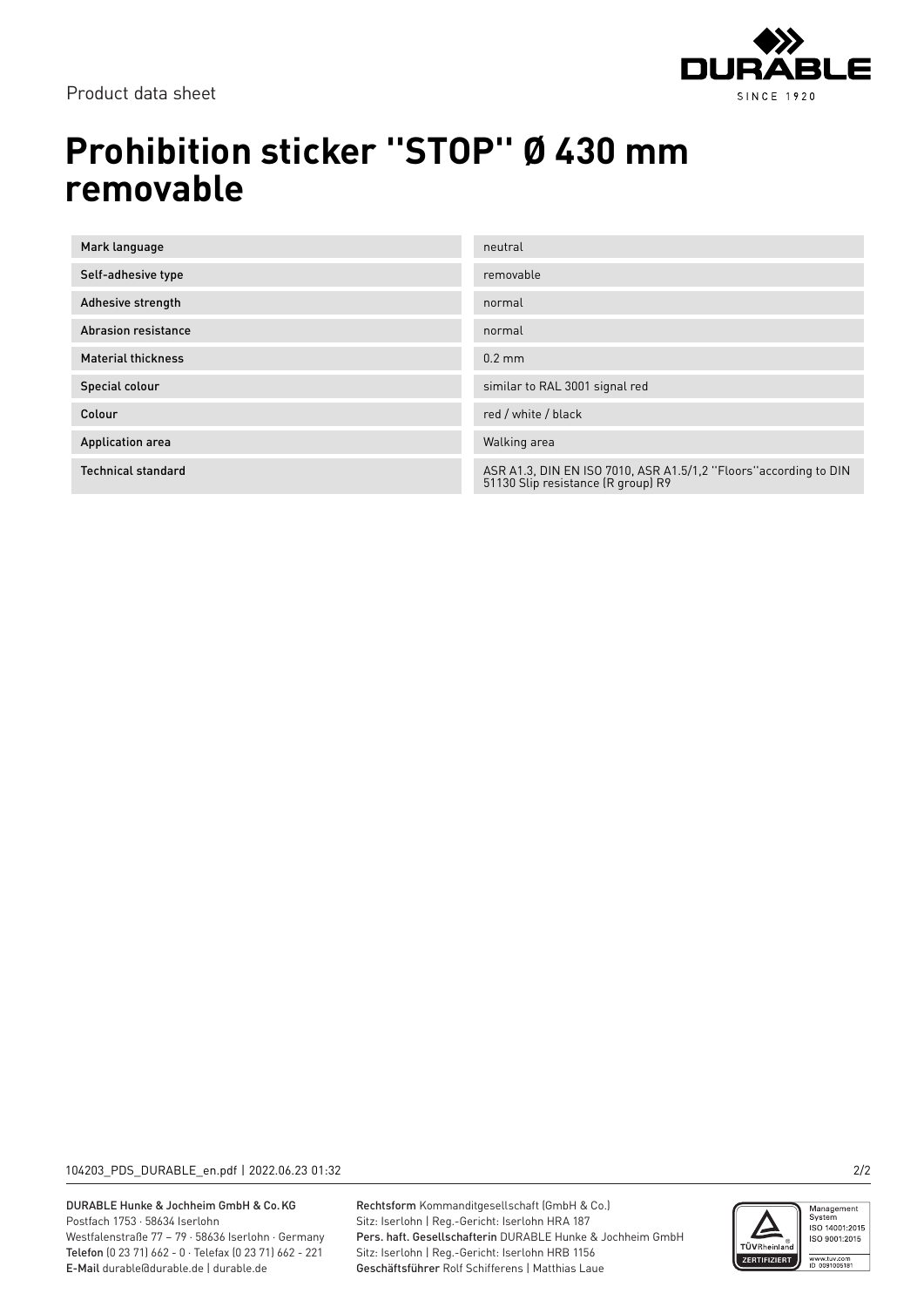# Prohibition sticker ''STOP'' Ø 430 mm removable

| | |
|---|---|
| Mark language | neutral |
| Self-adhesive type | removable |
| Adhesive strength | normal |
| Abrasion resistance | normal |
| Material thickness | 0.2 mm |
| Special colour | similar to RAL 3001 signal red |
| Colour | red / white / black |
| Application area | Walking area |
| Technical standard | ASR A1.3, DIN EN ISO 7010, ASR A1.5/1,2 ''Floors''according to DIN 51130 Slip resistance (R group) R9 |

DURABLE Hunke & Jochheim GmbH & Co.KG
Postfach 1753 · 58634 Iserlohn
Westfalenstraße 77 – 79 · 58636 Iserlohn · Germany
Telefon (0 23 71) 662 - 0 · Telefax (0 23 71) 662 - 221
E-Mail durable@durable.de | durable.de

Rechtsform Kommanditgesellschaft (GmbH & Co.)
Sitz: Iserlohn | Reg.-Gericht: Iserlohn HRA 187
Pers. haft. Gesellschafterin DURABLE Hunke & Jochheim GmbH
Sitz: Iserlohn | Reg.-Gericht: Iserlohn HRB 1156
Geschäftsführer Rolf Schifferens | Matthias Laue